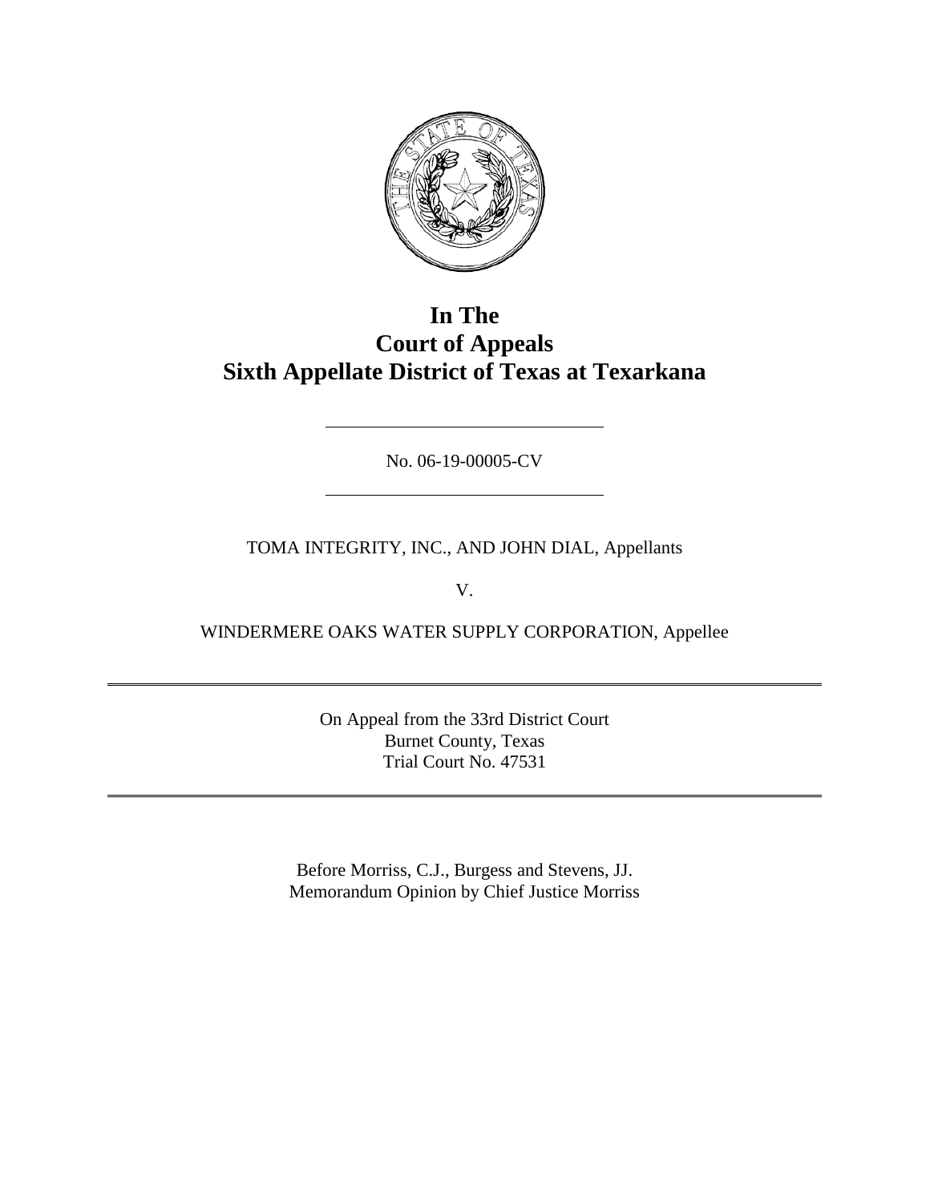# In The
# Court of Appeals
# Sixth Appellate District of Texas at Texarkana

---

No. 06-19-00005-CV

---

TOMA INTEGRITY, INC., AND JOHN DIAL, Appellants

V.

WINDERMERE OAKS WATER SUPPLY CORPORATION, Appellee

---

On Appeal from the 33rd District Court
Burnet County, Texas
Trial Court No. 47531

---

Before Morriss, C.J., Burgess and Stevens, JJ.
Memorandum Opinion by Chief Justice Morriss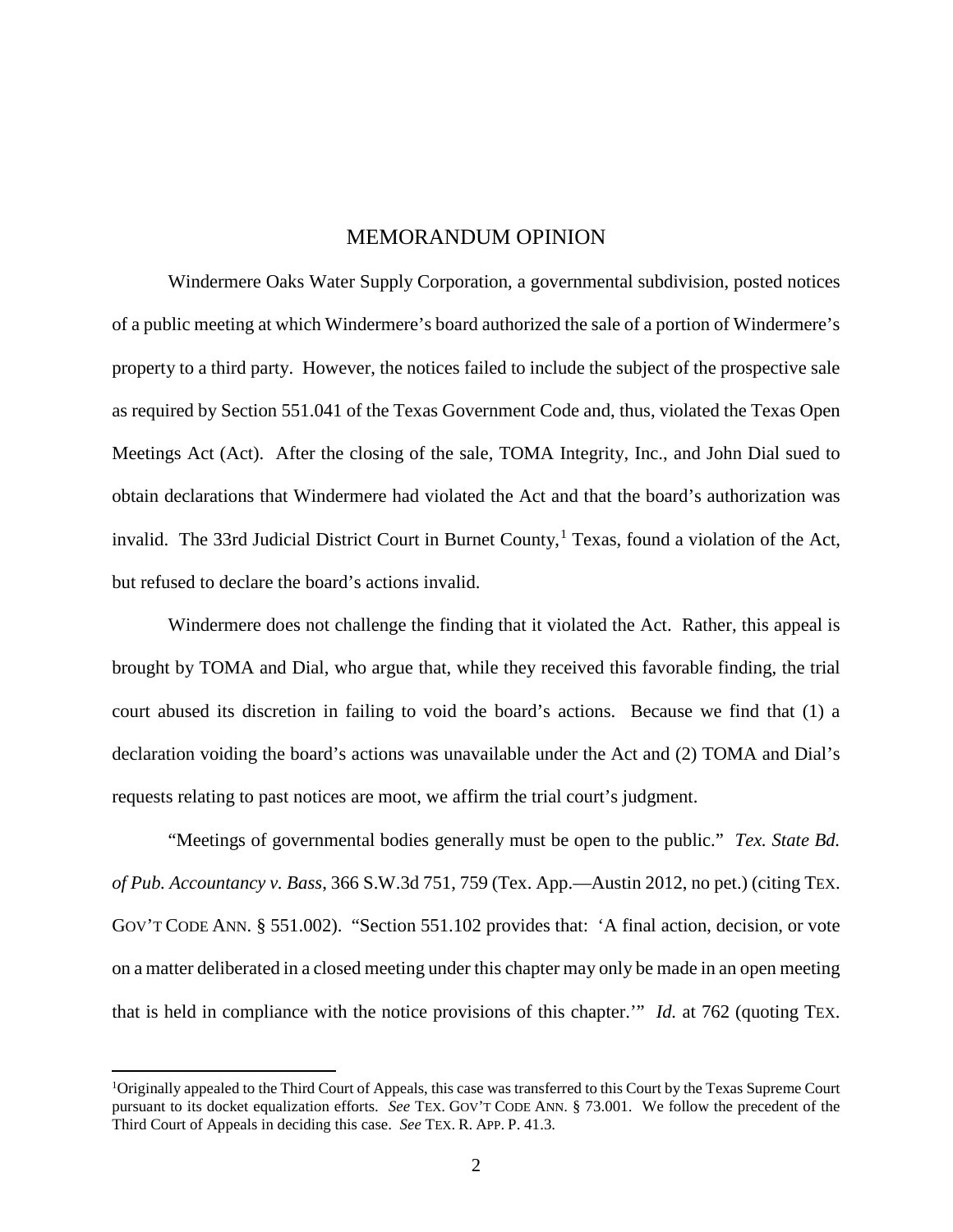## MEMORANDUM OPINION

Windermere Oaks Water Supply Corporation, a governmental subdivision, posted notices of a public meeting at which Windermere's board authorized the sale of a portion of Windermere's property to a third party. However, the notices failed to include the subject of the prospective sale as required by Section 551.041 of the Texas Government Code and, thus, violated the Texas Open Meetings Act (Act). After the closing of the sale, TOMA Integrity, Inc., and John Dial sued to obtain declarations that Windermere had violated the Act and that the board's authorization was invalid. The 33rd Judicial District Court in Burnet County,[1] Texas, found a violation of the Act, but refused to declare the board's actions invalid.

Windermere does not challenge the finding that it violated the Act. Rather, this appeal is brought by TOMA and Dial, who argue that, while they received this favorable finding, the trial court abused its discretion in failing to void the board's actions. Because we find that (1) a declaration voiding the board's actions was unavailable under the Act and (2) TOMA and Dial's requests relating to past notices are moot, we affirm the trial court's judgment.

"Meetings of governmental bodies generally must be open to the public." *Tex. State Bd. of Pub. Accountancy v. Bass*, 366 S.W.3d 751, 759 (Tex. App.—Austin 2012, no pet.) (citing TEX. GOV'T CODE ANN. § 551.002). "Section 551.102 provides that: 'A final action, decision, or vote on a matter deliberated in a closed meeting under this chapter may only be made in an open meeting that is held in compliance with the notice provisions of this chapter.'" *Id.* at 762 (quoting TEX.

---

[1]Originally appealed to the Third Court of Appeals, this case was transferred to this Court by the Texas Supreme Court pursuant to its docket equalization efforts. *See* TEX. GOV'T CODE ANN. § 73.001. We follow the precedent of the Third Court of Appeals in deciding this case. *See* TEX. R. APP. P. 41.3.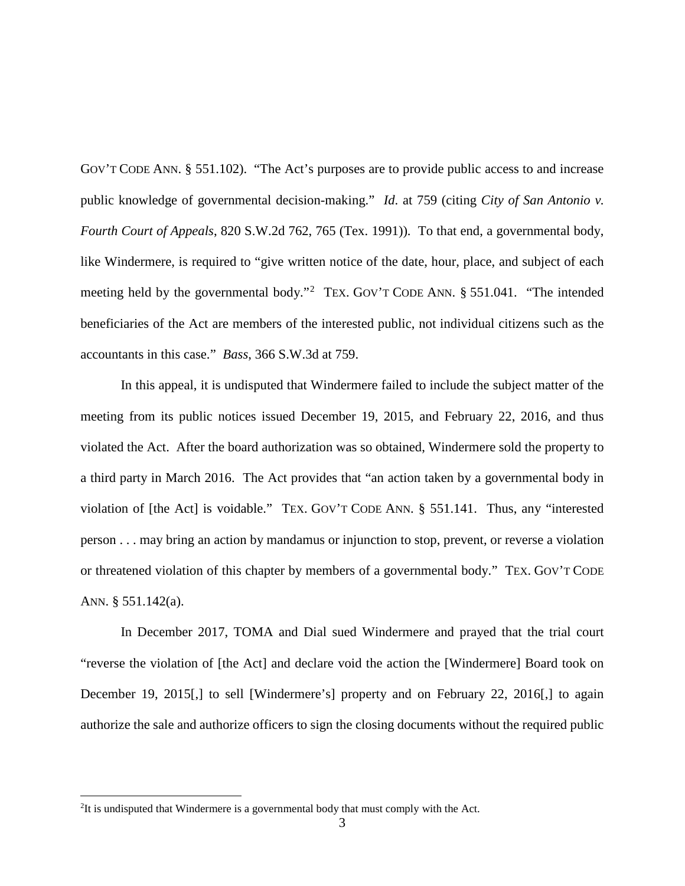GOV'T CODE ANN. § 551.102). "The Act's purposes are to provide public access to and increase public knowledge of governmental decision-making." *Id.* at 759 (citing *City of San Antonio v. Fourth Court of Appeals*, 820 S.W.2d 762, 765 (Tex. 1991)). To that end, a governmental body, like Windermere, is required to "give written notice of the date, hour, place, and subject of each meeting held by the governmental body."[2] TEX. GOV'T CODE ANN. § 551.041. "The intended beneficiaries of the Act are members of the interested public, not individual citizens such as the accountants in this case." *Bass*, 366 S.W.3d at 759.

In this appeal, it is undisputed that Windermere failed to include the subject matter of the meeting from its public notices issued December 19, 2015, and February 22, 2016, and thus violated the Act. After the board authorization was so obtained, Windermere sold the property to a third party in March 2016. The Act provides that "an action taken by a governmental body in violation of [the Act] is voidable." TEX. GOV'T CODE ANN. § 551.141. Thus, any "interested person . . . may bring an action by mandamus or injunction to stop, prevent, or reverse a violation or threatened violation of this chapter by members of a governmental body." TEX. GOV'T CODE ANN. § 551.142(a).

In December 2017, TOMA and Dial sued Windermere and prayed that the trial court "reverse the violation of [the Act] and declare void the action the [Windermere] Board took on December 19, 2015[,] to sell [Windermere's] property and on February 22, 2016[,] to again authorize the sale and authorize officers to sign the closing documents without the required public

[2]It is undisputed that Windermere is a governmental body that must comply with the Act.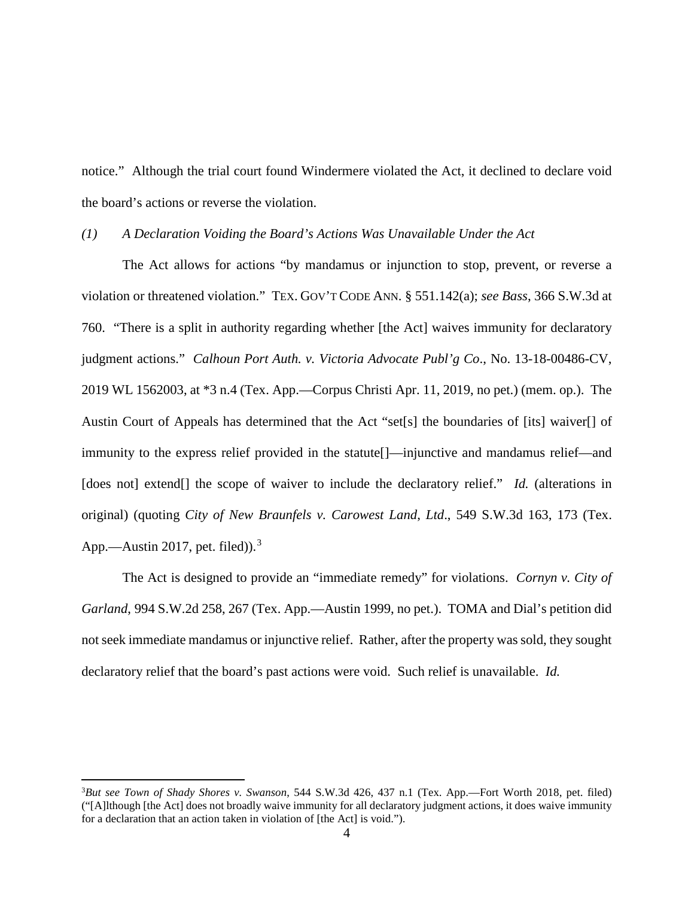notice." Although the trial court found Windermere violated the Act, it declined to declare void the board's actions or reverse the violation.

*(1) A Declaration Voiding the Board's Actions Was Unavailable Under the Act*

The Act allows for actions "by mandamus or injunction to stop, prevent, or reverse a violation or threatened violation." TEX. GOV'T CODE ANN. § 551.142(a); *see Bass*, 366 S.W.3d at 760. "There is a split in authority regarding whether [the Act] waives immunity for declaratory judgment actions." *Calhoun Port Auth. v. Victoria Advocate Publ'g Co.*, No. 13-18-00486-CV, 2019 WL 1562003, at *3 n.4 (Tex. App.—Corpus Christi Apr. 11, 2019, no pet.) (mem. op.). The Austin Court of Appeals has determined that the Act "set[s] the boundaries of [its] waiver[] of immunity to the express relief provided in the statute[]—injunctive and mandamus relief—and [does not] extend[] the scope of waiver to include the declaratory relief." *Id.* (alterations in original) (quoting *City of New Braunfels v. Carowest Land, Ltd.*, 549 S.W.3d 163, 173 (Tex. App.—Austin 2017, pet. filed)).[3]

The Act is designed to provide an "immediate remedy" for violations. *Cornyn v. City of Garland*, 994 S.W.2d 258, 267 (Tex. App.—Austin 1999, no pet.). TOMA and Dial's petition did not seek immediate mandamus or injunctive relief. Rather, after the property was sold, they sought declaratory relief that the board's past actions were void. Such relief is unavailable. *Id.*

---

[3] *But see Town of Shady Shores v. Swanson*, 544 S.W.3d 426, 437 n.1 (Tex. App.—Fort Worth 2018, pet. filed) ("[A]lthough [the Act] does not broadly waive immunity for all declaratory judgment actions, it does waive immunity for a declaration that an action taken in violation of [the Act] is void.").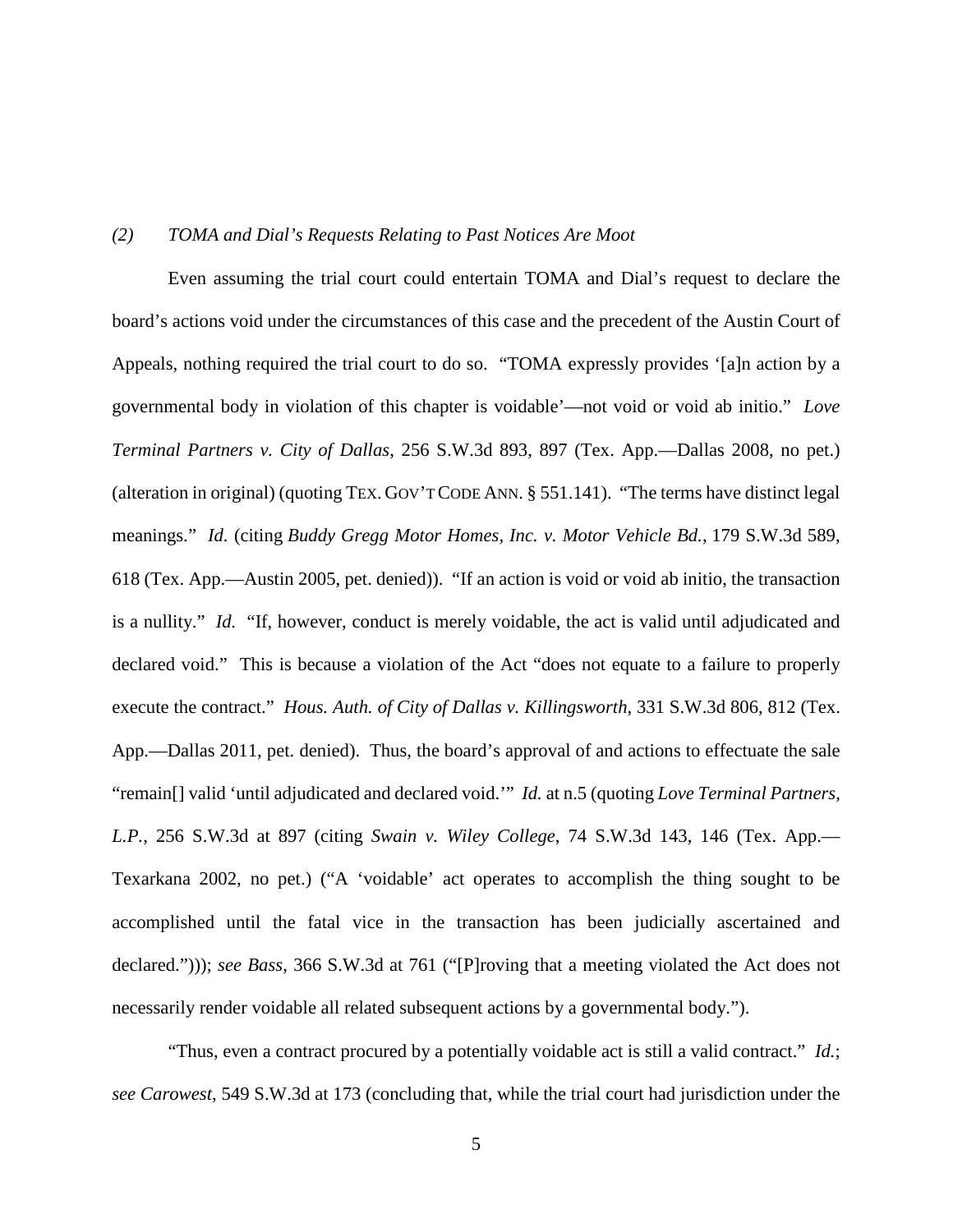*(2) TOMA and Dial's Requests Relating to Past Notices Are Moot*

Even assuming the trial court could entertain TOMA and Dial's request to declare the board's actions void under the circumstances of this case and the precedent of the Austin Court of Appeals, nothing required the trial court to do so. "TOMA expressly provides '[a]n action by a governmental body in violation of this chapter is voidable'—not void or void ab initio." *Love Terminal Partners v. City of Dallas*, 256 S.W.3d 893, 897 (Tex. App.—Dallas 2008, no pet.) (alteration in original) (quoting TEX. GOV'T CODE ANN. § 551.141). "The terms have distinct legal meanings." *Id*. (citing *Buddy Gregg Motor Homes, Inc. v. Motor Vehicle Bd.*, 179 S.W.3d 589, 618 (Tex. App.—Austin 2005, pet. denied)). "If an action is void or void ab initio, the transaction is a nullity." *Id.* "If, however, conduct is merely voidable, the act is valid until adjudicated and declared void." This is because a violation of the Act "does not equate to a failure to properly execute the contract." *Hous. Auth. of City of Dallas v. Killingsworth*, 331 S.W.3d 806, 812 (Tex. App.—Dallas 2011, pet. denied). Thus, the board's approval of and actions to effectuate the sale "remain[] valid 'until adjudicated and declared void.'" *Id.* at n.5 (quoting *Love Terminal Partners, L.P.*, 256 S.W.3d at 897 (citing *Swain v. Wiley College*, 74 S.W.3d 143, 146 (Tex. App.—Texarkana 2002, no pet.) ("A 'voidable' act operates to accomplish the thing sought to be accomplished until the fatal vice in the transaction has been judicially ascertained and declared."))); *see Bass*, 366 S.W.3d at 761 ("[P]roving that a meeting violated the Act does not necessarily render voidable all related subsequent actions by a governmental body.").

"Thus, even a contract procured by a potentially voidable act is still a valid contract." *Id.*; *see Carowest*, 549 S.W.3d at 173 (concluding that, while the trial court had jurisdiction under the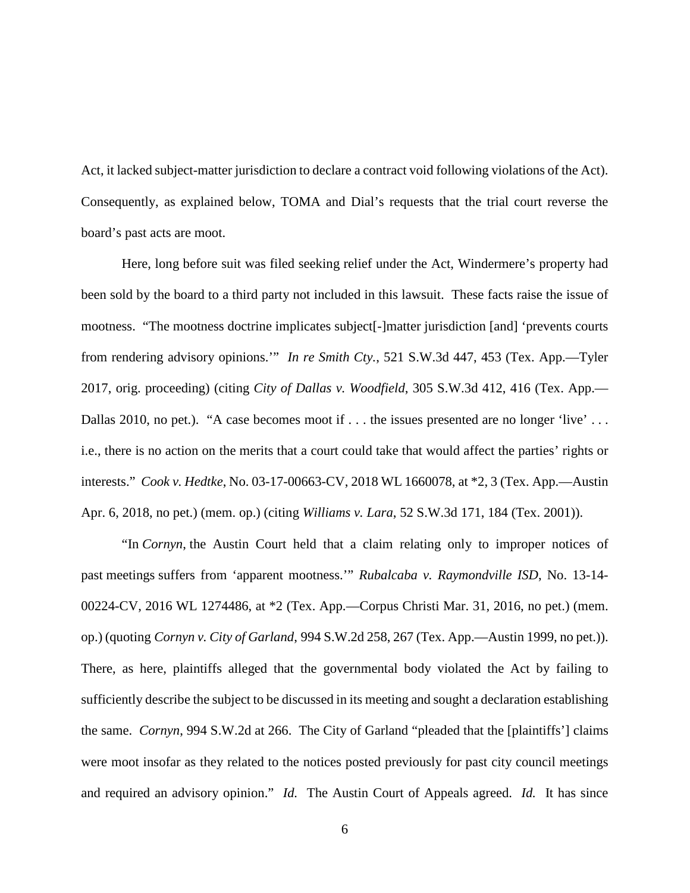Act, it lacked subject-matter jurisdiction to declare a contract void following violations of the Act). Consequently, as explained below, TOMA and Dial's requests that the trial court reverse the board's past acts are moot.

Here, long before suit was filed seeking relief under the Act, Windermere's property had been sold by the board to a third party not included in this lawsuit. These facts raise the issue of mootness. "The mootness doctrine implicates subject[-]matter jurisdiction [and] 'prevents courts from rendering advisory opinions.'" *In re Smith Cty.*, 521 S.W.3d 447, 453 (Tex. App.—Tyler 2017, orig. proceeding) (citing *City of Dallas v. Woodfield*, 305 S.W.3d 412, 416 (Tex. App.—Dallas 2010, no pet.). "A case becomes moot if . . . the issues presented are no longer 'live' . . . i.e., there is no action on the merits that a court could take that would affect the parties' rights or interests." *Cook v. Hedtke*, No. 03-17-00663-CV, 2018 WL 1660078, at *2, 3 (Tex. App.—Austin Apr. 6, 2018, no pet.) (mem. op.) (citing *Williams v. Lara*, 52 S.W.3d 171, 184 (Tex. 2001)).

"In *Cornyn*, the Austin Court held that a claim relating only to improper notices of past meetings suffers from 'apparent mootness.'" *Rubalcaba v. Raymondville ISD*, No. 13-14-00224-CV, 2016 WL 1274486, at *2 (Tex. App.—Corpus Christi Mar. 31, 2016, no pet.) (mem. op.) (quoting *Cornyn v. City of Garland*, 994 S.W.2d 258, 267 (Tex. App.—Austin 1999, no pet.)). There, as here, plaintiffs alleged that the governmental body violated the Act by failing to sufficiently describe the subject to be discussed in its meeting and sought a declaration establishing the same. *Cornyn*, 994 S.W.2d at 266. The City of Garland "pleaded that the [plaintiffs'] claims were moot insofar as they related to the notices posted previously for past city council meetings and required an advisory opinion." *Id.* The Austin Court of Appeals agreed. *Id.* It has since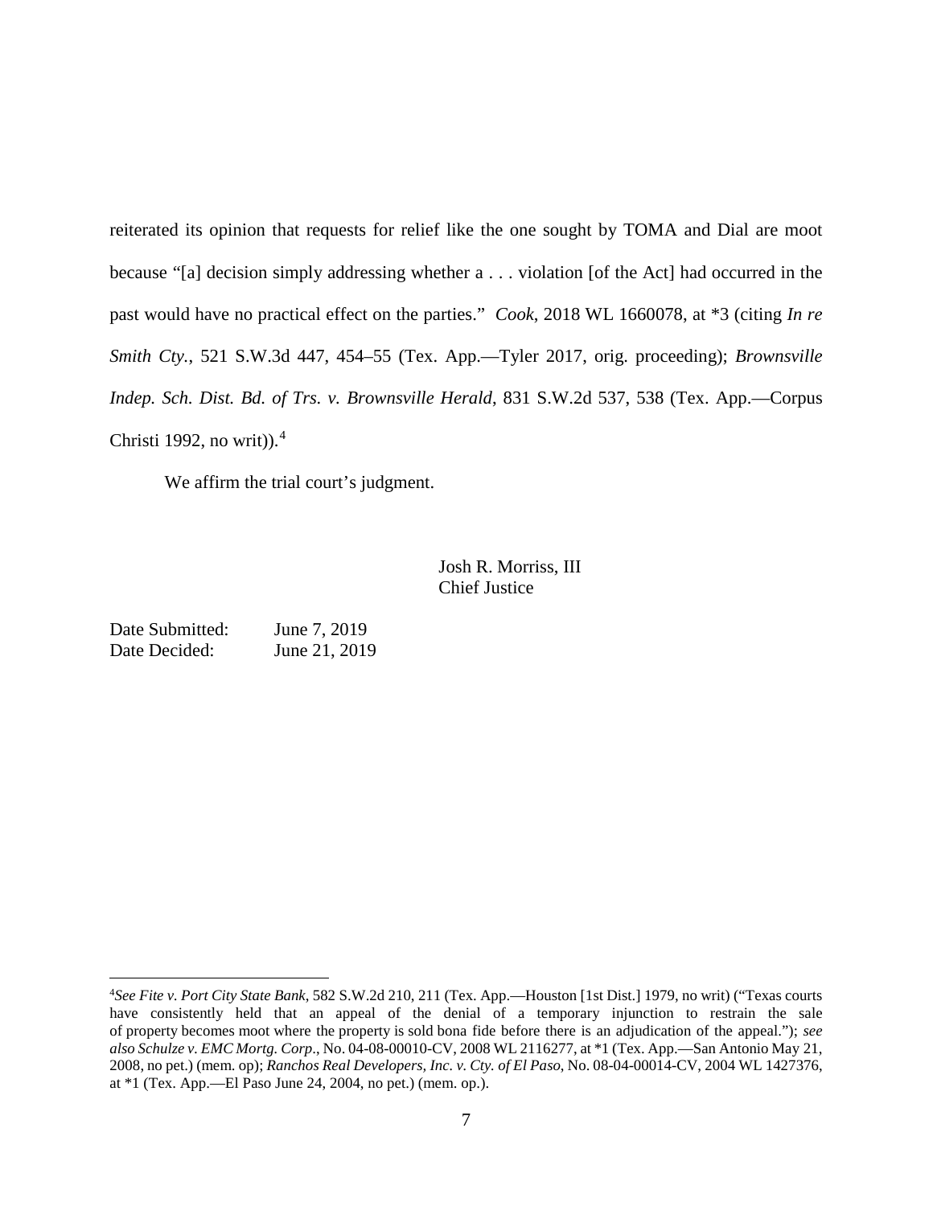reiterated its opinion that requests for relief like the one sought by TOMA and Dial are moot because "[a] decision simply addressing whether a . . . violation [of the Act] had occurred in the past would have no practical effect on the parties." *Cook*, 2018 WL 1660078, at *3 (citing *In re Smith Cty.*, 521 S.W.3d 447, 454–55 (Tex. App.—Tyler 2017, orig. proceeding); *Brownsville Indep. Sch. Dist. Bd. of Trs. v. Brownsville Herald*, 831 S.W.2d 537, 538 (Tex. App.—Corpus Christi 1992, no writ)).[4]

We affirm the trial court's judgment.

Josh R. Morriss, III
Chief Justice

Date Submitted: June 7, 2019
Date Decided: June 21, 2019

---

[4] *See Fite v. Port City State Bank*, 582 S.W.2d 210, 211 (Tex. App.—Houston [1st Dist.] 1979, no writ) ("Texas courts have consistently held that an appeal of the denial of a temporary injunction to restrain the sale of property becomes moot where the property is sold bona fide before there is an adjudication of the appeal."); *see also Schulze v. EMC Mortg. Corp*., No. 04-08-00010-CV, 2008 WL 2116277, at *1 (Tex. App.—San Antonio May 21, 2008, no pet.) (mem. op); *Ranchos Real Developers, Inc. v. Cty. of El Paso*, No. 08-04-00014-CV, 2004 WL 1427376, at *1 (Tex. App.—El Paso June 24, 2004, no pet.) (mem. op.).